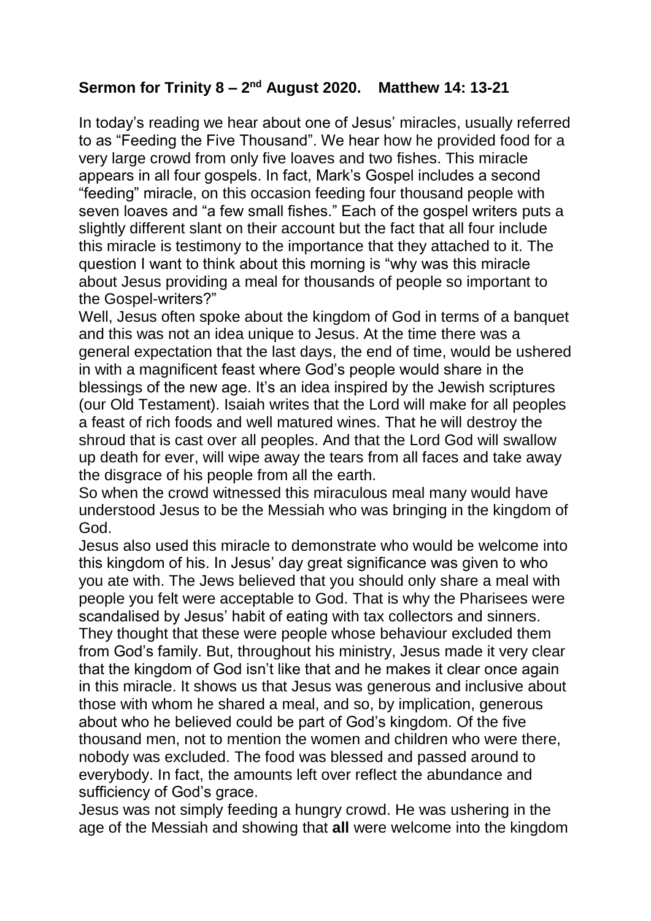**Sermon for Trinity 8 – 2nd August 2020. Matthew 14: 13-21**

In today's reading we hear about one of Jesus' miracles, usually referred to as "Feeding the Five Thousand". We hear how he provided food for a very large crowd from only five loaves and two fishes. This miracle appears in all four gospels. In fact, Mark's Gospel includes a second "feeding" miracle, on this occasion feeding four thousand people with seven loaves and "a few small fishes." Each of the gospel writers puts a slightly different slant on their account but the fact that all four include this miracle is testimony to the importance that they attached to it. The question I want to think about this morning is "why was this miracle about Jesus providing a meal for thousands of people so important to the Gospel-writers?"

Well, Jesus often spoke about the kingdom of God in terms of a banquet and this was not an idea unique to Jesus. At the time there was a general expectation that the last days, the end of time, would be ushered in with a magnificent feast where God's people would share in the blessings of the new age. It's an idea inspired by the Jewish scriptures (our Old Testament). Isaiah writes that the Lord will make for all peoples a feast of rich foods and well matured wines. That he will destroy the shroud that is cast over all peoples. And that the Lord God will swallow up death for ever, will wipe away the tears from all faces and take away the disgrace of his people from all the earth.

So when the crowd witnessed this miraculous meal many would have understood Jesus to be the Messiah who was bringing in the kingdom of God.

Jesus also used this miracle to demonstrate who would be welcome into this kingdom of his. In Jesus' day great significance was given to who you ate with. The Jews believed that you should only share a meal with people you felt were acceptable to God. That is why the Pharisees were scandalised by Jesus' habit of eating with tax collectors and sinners. They thought that these were people whose behaviour excluded them from God's family. But, throughout his ministry, Jesus made it very clear that the kingdom of God isn't like that and he makes it clear once again in this miracle. It shows us that Jesus was generous and inclusive about those with whom he shared a meal, and so, by implication, generous about who he believed could be part of God's kingdom. Of the five thousand men, not to mention the women and children who were there, nobody was excluded. The food was blessed and passed around to everybody. In fact, the amounts left over reflect the abundance and sufficiency of God's grace.

Jesus was not simply feeding a hungry crowd. He was ushering in the age of the Messiah and showing that **all** were welcome into the kingdom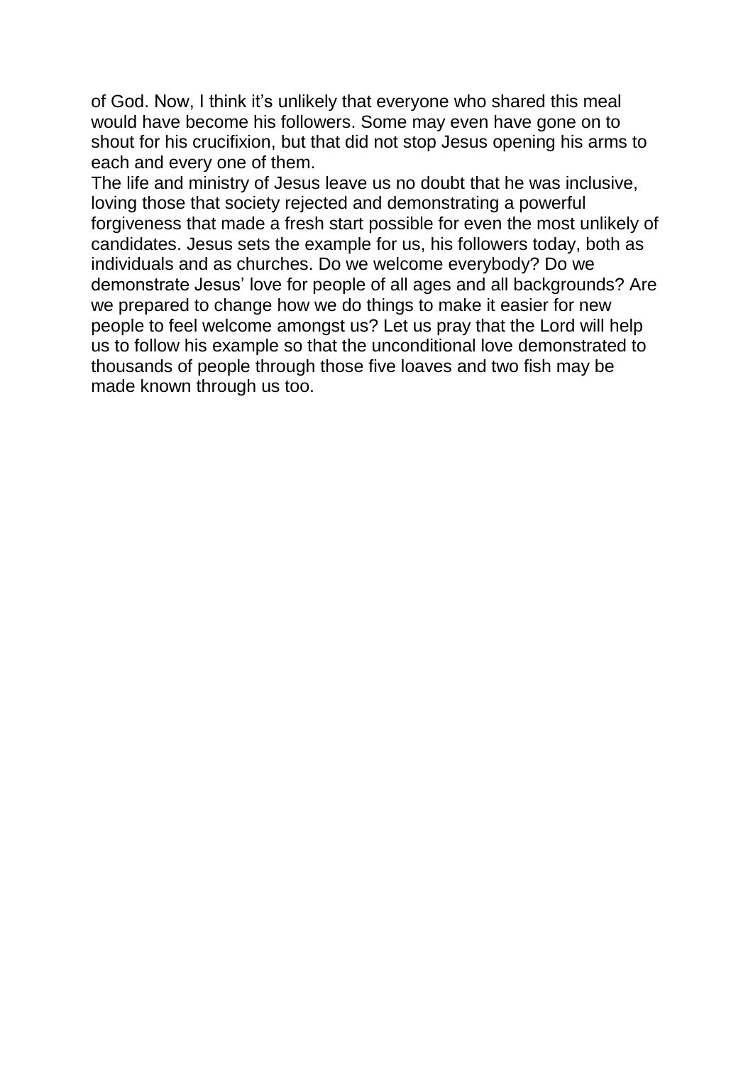of God. Now, I think it’s unlikely that everyone who shared this meal would have become his followers. Some may even have gone on to shout for his crucifixion, but that did not stop Jesus opening his arms to each and every one of them.

The life and ministry of Jesus leave us no doubt that he was inclusive, loving those that society rejected and demonstrating a powerful forgiveness that made a fresh start possible for even the most unlikely of candidates. Jesus sets the example for us, his followers today, both as individuals and as churches. Do we welcome everybody? Do we demonstrate Jesus’ love for people of all ages and all backgrounds? Are we prepared to change how we do things to make it easier for new people to feel welcome amongst us? Let us pray that the Lord will help us to follow his example so that the unconditional love demonstrated to thousands of people through those five loaves and two fish may be made known through us too.